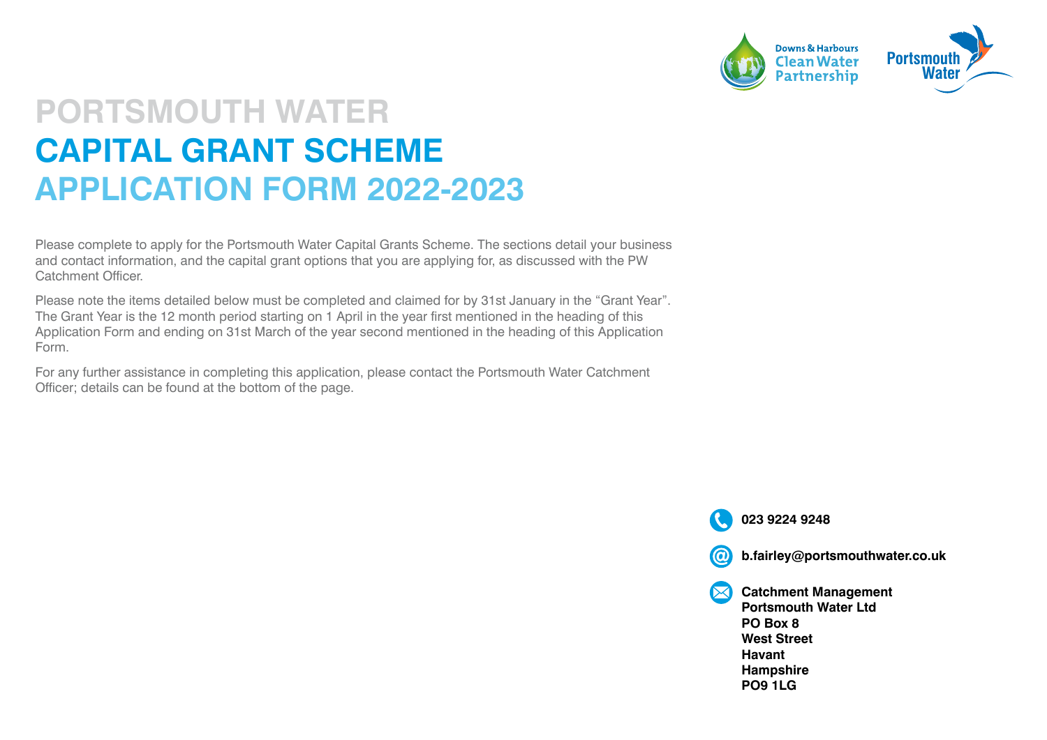# PORTSMOUTH WATER
# CAPITAL GRANT SCHEME
# APPLICATION FORM 2022-2023

Please complete to apply for the Portsmouth Water Capital Grants Scheme. The sections detail your business and contact information, and the capital grant options that you are applying for, as discussed with the PW Catchment Officer.

Please note the items detailed below must be completed and claimed for by 31st January in the "Grant Year". The Grant Year is the 12 month period starting on 1 April in the year first mentioned in the heading of this Application Form and ending on 31st March of the year second mentioned in the heading of this Application Form.

For any further assistance in completing this application, please contact the Portsmouth Water Catchment Officer; details can be found at the bottom of the page.

**023 9224 9248**

**b.fairley@portsmouthwater.co.uk**

**Catchment Management**
**Portsmouth Water Ltd**
**PO Box 8**
**West Street**
**Havant**
**Hampshire**
**PO9 1LG**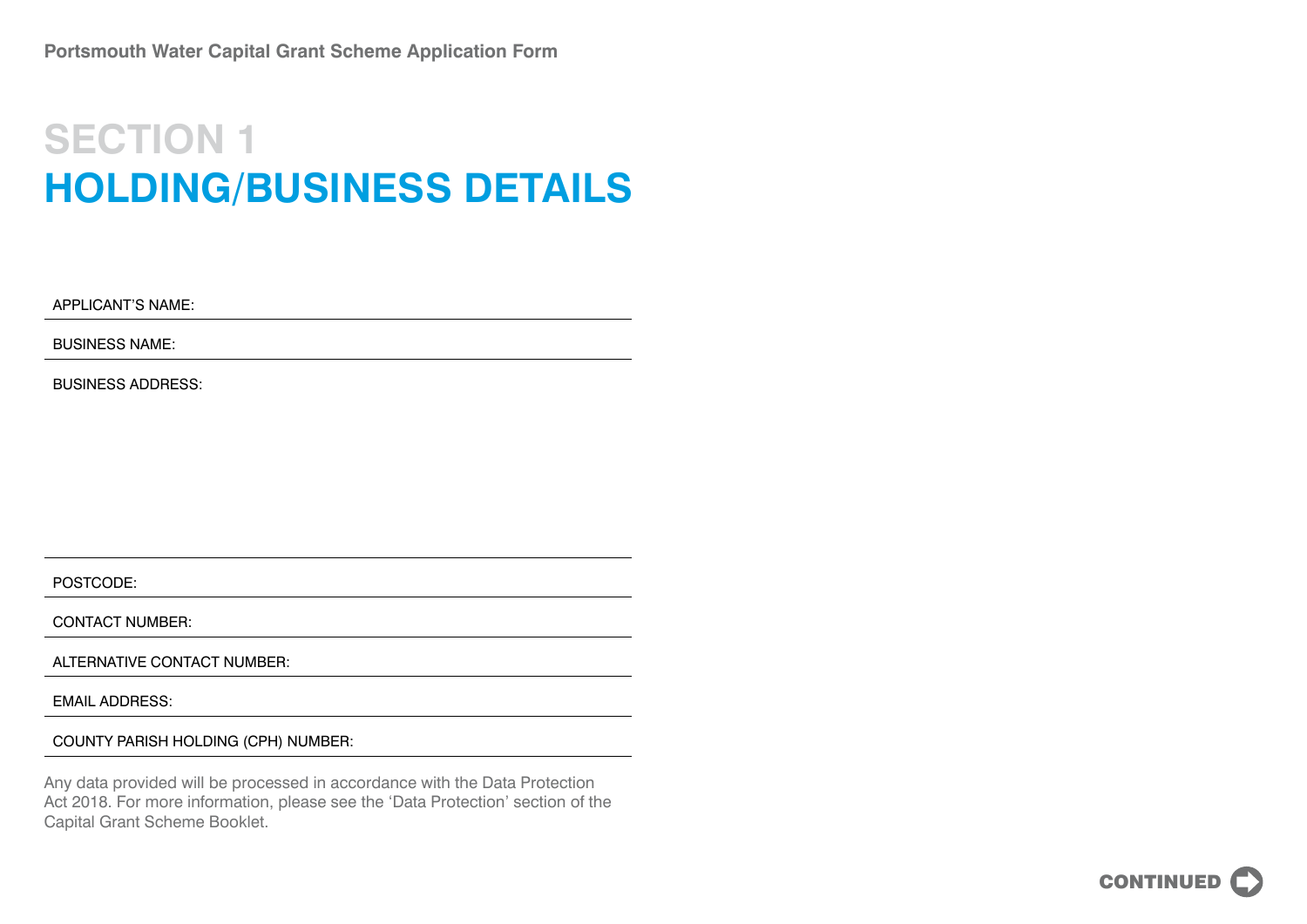# SECTION 1
# HOLDING/BUSINESS DETAILS

APPLICANT'S NAME:

BUSINESS NAME:

BUSINESS ADDRESS:

POSTCODE:

CONTACT NUMBER:

ALTERNATIVE CONTACT NUMBER:

EMAIL ADDRESS:

COUNTY PARISH HOLDING (CPH) NUMBER:

Any data provided will be processed in accordance with the Data Protection Act 2018. For more information, please see the 'Data Protection' section of the Capital Grant Scheme Booklet.

CONTINUED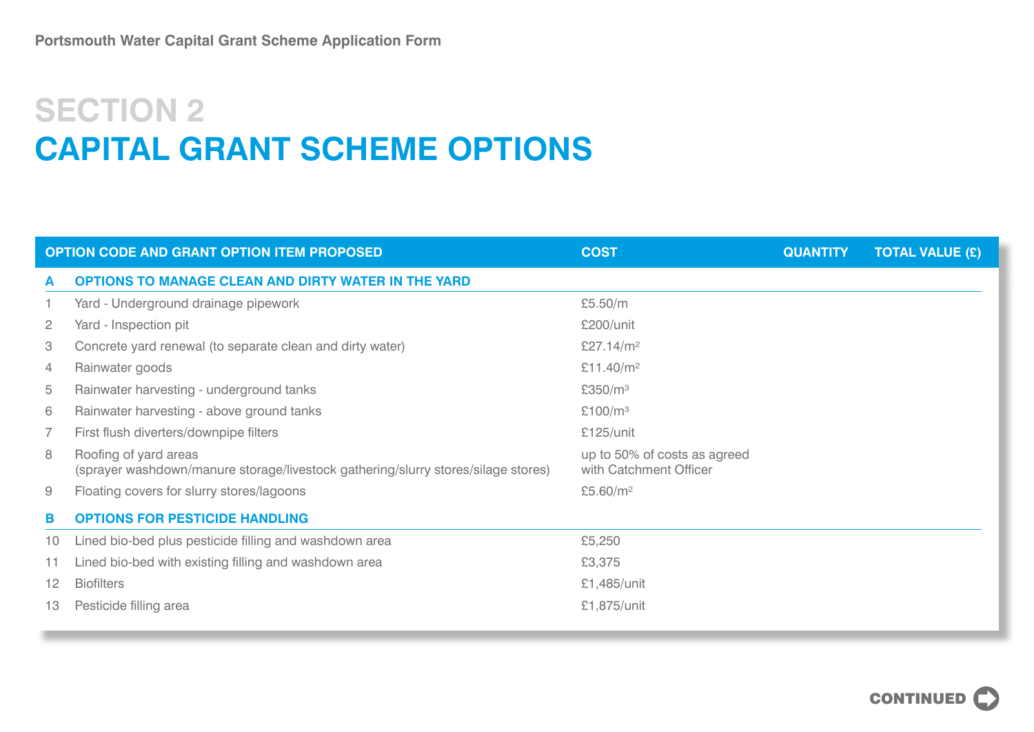# SECTION 2
# CAPITAL GRANT SCHEME OPTIONS

| OPTION CODE AND GRANT OPTION ITEM PROPOSED | | COST | QUANTITY | TOTAL VALUE (£) |
|---|---|---|---|---|
| **A** | **OPTIONS TO MANAGE CLEAN AND DIRTY WATER IN THE YARD** | | | |
| 1 | Yard - Underground drainage pipework | £5.50/m | | |
| 2 | Yard - Inspection pit | £200/unit | | |
| 3 | Concrete yard renewal (to separate clean and dirty water) | £27.14/$m^2$ | | |
| 4 | Rainwater goods | £11.40/$m^2$ | | |
| 5 | Rainwater harvesting - underground tanks | £350/$m^3$ | | |
| 6 | Rainwater harvesting - above ground tanks | £100/$m^3$ | | |
| 7 | First flush diverters/downpipe filters | £125/unit | | |
| 8 | Roofing of yard areas (sprayer washdown/manure storage/livestock gathering/slurry stores/silage stores) | up to 50% of costs as agreed with Catchment Officer | | |
| 9 | Floating covers for slurry stores/lagoons | £5.60/$m^2$ | | |
| **B** | **OPTIONS FOR PESTICIDE HANDLING** | | | |
| 10 | Lined bio-bed plus pesticide filling and washdown area | £5,250 | | |
| 11 | Lined bio-bed with existing filling and washdown area | £3,375 | | |
| 12 | Biofilters | £1,485/unit | | |
| 13 | Pesticide filling area | £1,875/unit | | |

CONTINUED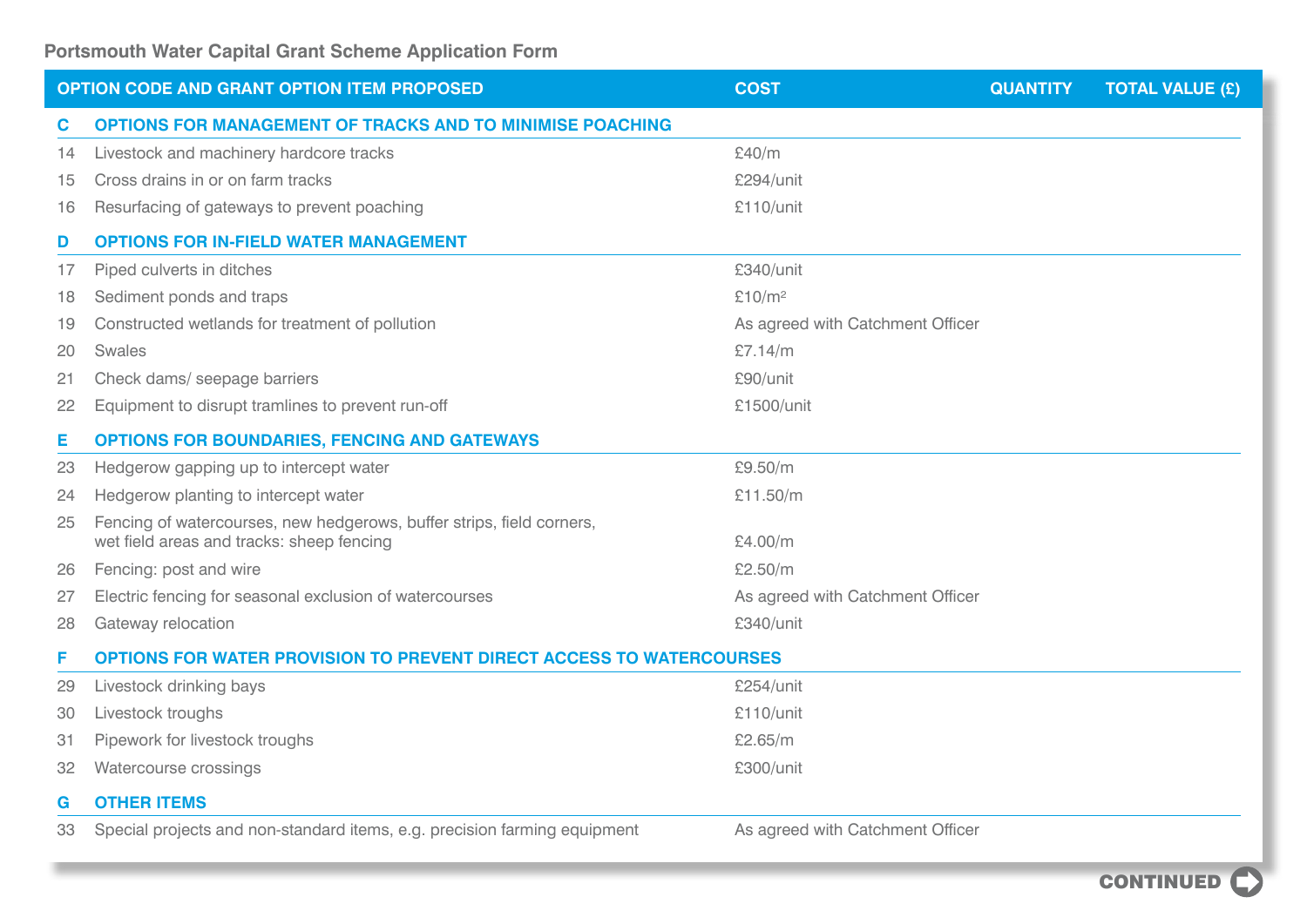**Portsmouth Water Capital Grant Scheme Application Form**

| OPTION CODE AND GRANT OPTION ITEM PROPOSED | | COST | QUANTITY | TOTAL VALUE (£) |
|---|---|---|---|---|
| **C** | **OPTIONS FOR MANAGEMENT OF TRACKS AND TO MINIMISE POACHING** | | | |
| 14 | Livestock and machinery hardcore tracks | £40/m | | |
| 15 | Cross drains in or on farm tracks | £294/unit | | |
| 16 | Resurfacing of gateways to prevent poaching | £110/unit | | |
| **D** | **OPTIONS FOR IN-FIELD WATER MANAGEMENT** | | | |
| 17 | Piped culverts in ditches | £340/unit | | |
| 18 | Sediment ponds and traps | £10/$m^2$ | | |
| 19 | Constructed wetlands for treatment of pollution | As agreed with Catchment Officer | | |
| 20 | Swales | £7.14/m | | |
| 21 | Check dams/ seepage barriers | £90/unit | | |
| 22 | Equipment to disrupt tramlines to prevent run-off | £1500/unit | | |
| **E** | **OPTIONS FOR BOUNDARIES, FENCING AND GATEWAYS** | | | |
| 23 | Hedgerow gapping up to intercept water | £9.50/m | | |
| 24 | Hedgerow planting to intercept water | £11.50/m | | |
| 25 | Fencing of watercourses, new hedgerows, buffer strips, field corners, wet field areas and tracks: sheep fencing | £4.00/m | | |
| 26 | Fencing: post and wire | £2.50/m | | |
| 27 | Electric fencing for seasonal exclusion of watercourses | As agreed with Catchment Officer | | |
| 28 | Gateway relocation | £340/unit | | |
| **F** | **OPTIONS FOR WATER PROVISION TO PREVENT DIRECT ACCESS TO WATERCOURSES** | | | |
| 29 | Livestock drinking bays | £254/unit | | |
| 30 | Livestock troughs | £110/unit | | |
| 31 | Pipework for livestock troughs | £2.65/m | | |
| 32 | Watercourse crossings | £300/unit | | |
| **G** | **OTHER ITEMS** | | | |
| 33 | Special projects and non-standard items, e.g. precision farming equipment | As agreed with Catchment Officer | | |

CONTINUED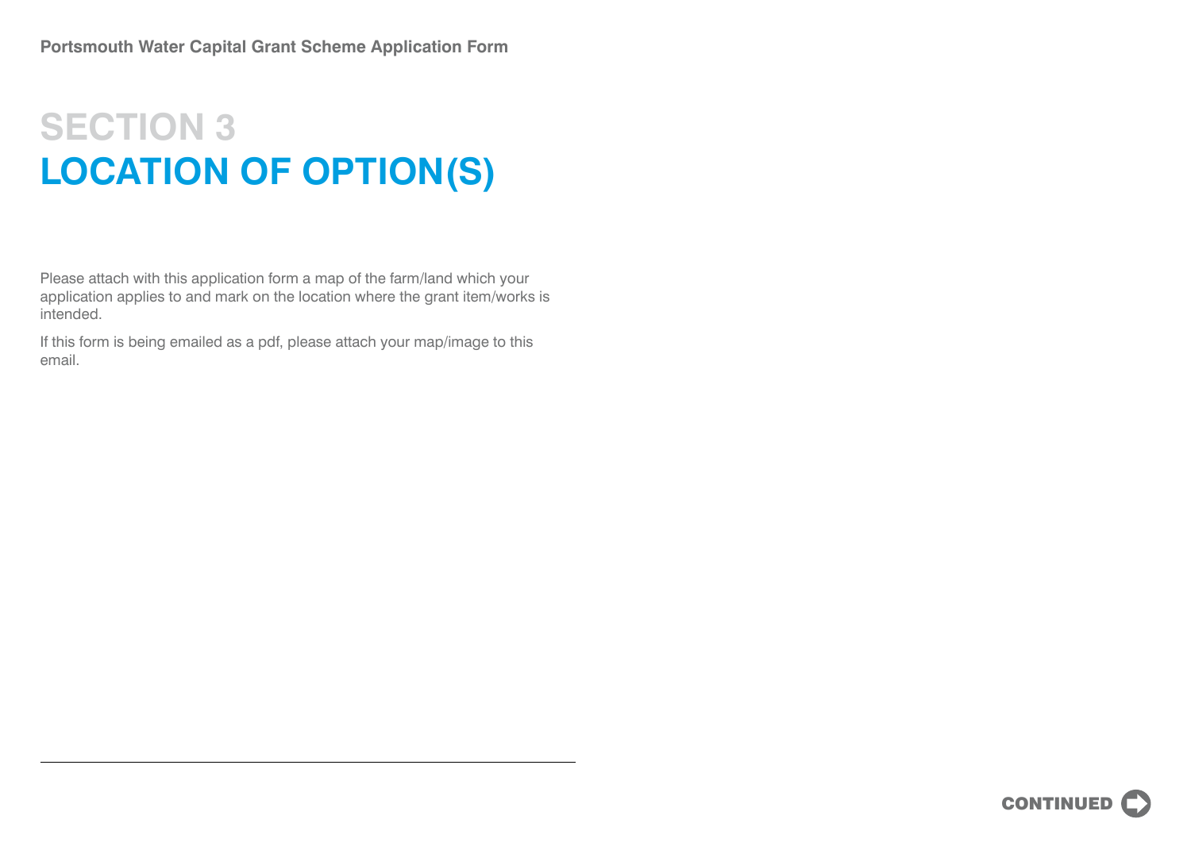# SECTION 3

## LOCATION OF OPTION(S)

Please attach with this application form a map of the farm/land which your application applies to and mark on the location where the grant item/works is intended.

If this form is being emailed as a pdf, please attach your map/image to this email.

CONTINUED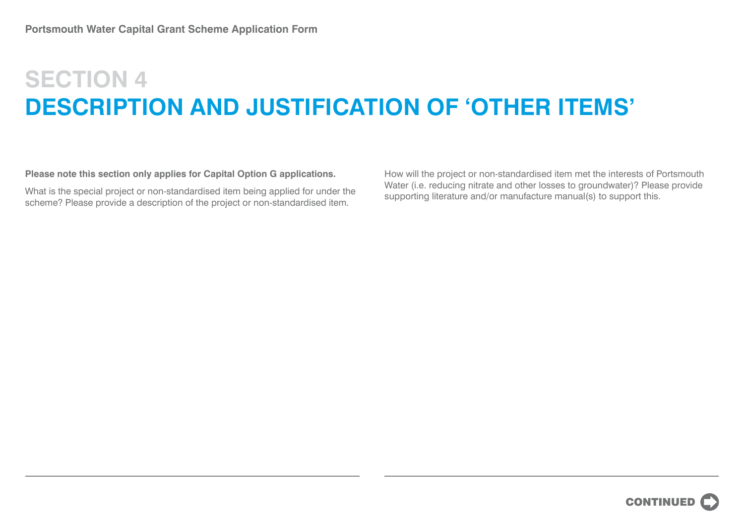# SECTION 4

# DESCRIPTION AND JUSTIFICATION OF 'OTHER ITEMS'

**Please note this section only applies for Capital Option G applications.**

What is the special project or non-standardised item being applied for under the scheme? Please provide a description of the project or non-standardised item.

How will the project or non-standardised item met the interests of Portsmouth Water (i.e. reducing nitrate and other losses to groundwater)? Please provide supporting literature and/or manufacture manual(s) to support this.

CONTINUED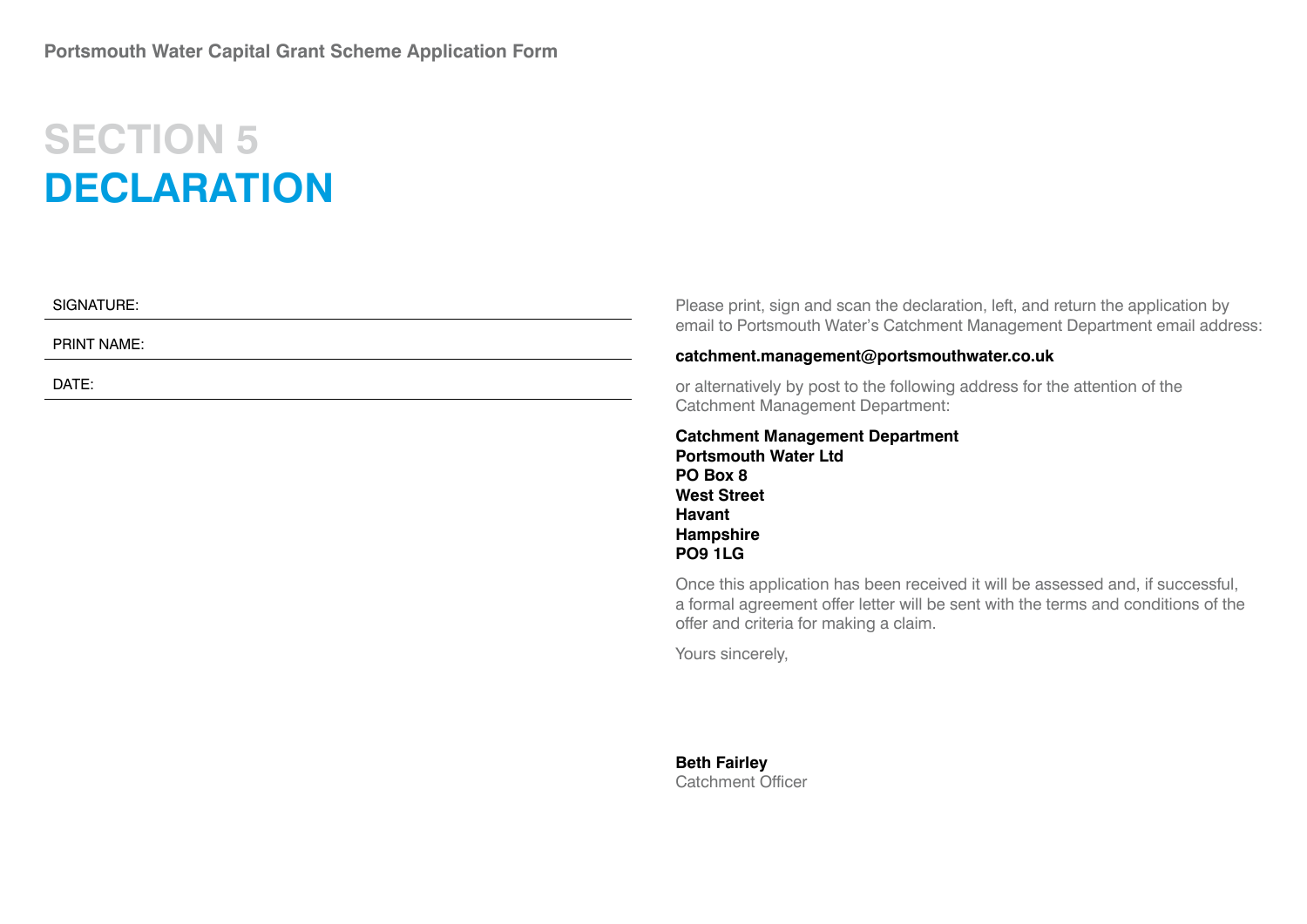# SECTION 5
# DECLARATION

SIGNATURE:

PRINT NAME:

DATE:

Please print, sign and scan the declaration, left, and return the application by email to Portsmouth Water's Catchment Management Department email address:

**catchment.management@portsmouthwater.co.uk**

or alternatively by post to the following address for the attention of the Catchment Management Department:

**Catchment Management Department**
**Portsmouth Water Ltd**
**PO Box 8**
**West Street**
**Havant**
**Hampshire**
**PO9 1LG**

Once this application has been received it will be assessed and, if successful, a formal agreement offer letter will be sent with the terms and conditions of the offer and criteria for making a claim.

Yours sincerely,

**Beth Fairley**
Catchment Officer